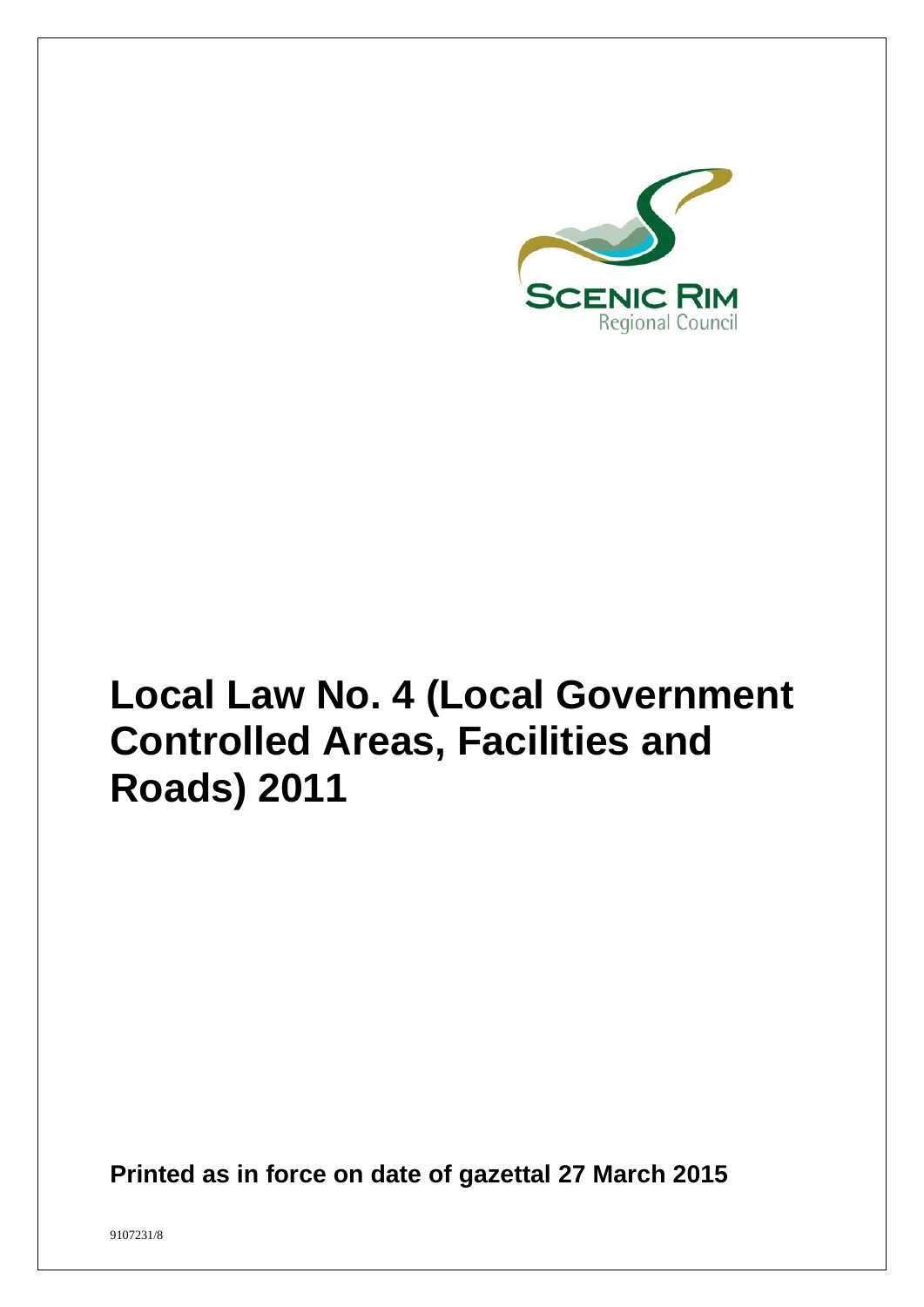SCENIC RIM
Regional Council

# Local Law No. 4 (Local Government Controlled Areas, Facilities and Roads) 2011

**Printed as in force on date of gazettal 27 March 2015**

9107231/8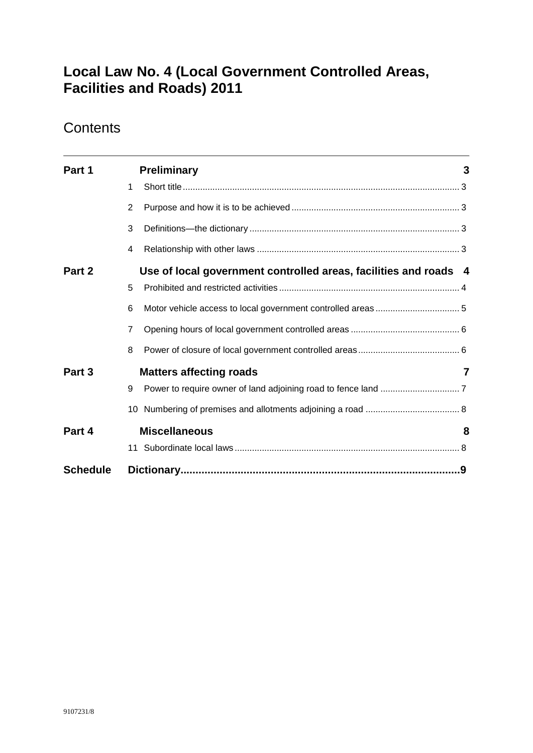# Local Law No. 4 (Local Government Controlled Areas, Facilities and Roads) 2011

## Contents

| | | | |
|---|---|---|---|
| **Part 1** | | **Preliminary** | **3** |
| | 1 | Short title | 3 |
| | 2 | Purpose and how it is to be achieved | 3 |
| | 3 | Definitions—the dictionary | 3 |
| | 4 | Relationship with other laws | 3 |
| **Part 2** | | **Use of local government controlled areas, facilities and roads** | **4** |
| | 5 | Prohibited and restricted activities | 4 |
| | 6 | Motor vehicle access to local government controlled areas | 5 |
| | 7 | Opening hours of local government controlled areas | 6 |
| | 8 | Power of closure of local government controlled areas | 6 |
| **Part 3** | | **Matters affecting roads** | **7** |
| | 9 | Power to require owner of land adjoining road to fence land | 7 |
| | 10 | Numbering of premises and allotments adjoining a road | 8 |
| **Part 4** | | **Miscellaneous** | **8** |
| | 11 | Subordinate local laws | 8 |
| **Schedule** | | **Dictionary** | **9** |

9107231/8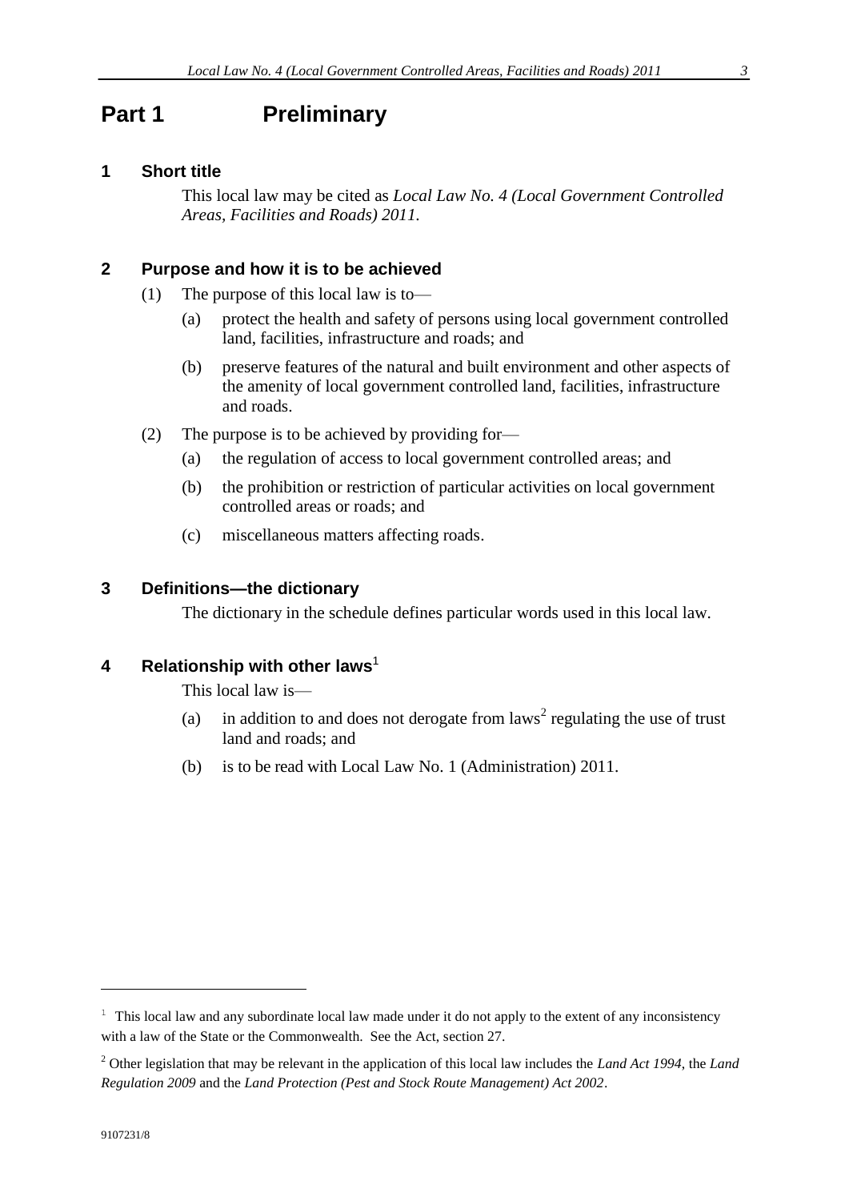# Part 1 Preliminary

## 1 Short title

This local law may be cited as *Local Law No. 4 (Local Government Controlled Areas, Facilities and Roads) 2011*.

## 2 Purpose and how it is to be achieved

(1) The purpose of this local law is to—

(a) protect the health and safety of persons using local government controlled land, facilities, infrastructure and roads; and

(b) preserve features of the natural and built environment and other aspects of the amenity of local government controlled land, facilities, infrastructure and roads.

(2) The purpose is to be achieved by providing for—

(a) the regulation of access to local government controlled areas; and

(b) the prohibition or restriction of particular activities on local government controlled areas or roads; and

(c) miscellaneous matters affecting roads.

## 3 Definitions—the dictionary

The dictionary in the schedule defines particular words used in this local law.

## 4 Relationship with other laws[1]

This local law is—

(a) in addition to and does not derogate from laws[2] regulating the use of trust land and roads; and

(b) is to be read with Local Law No. 1 (Administration) 2011.

---

[1] This local law and any subordinate local law made under it do not apply to the extent of any inconsistency with a law of the State or the Commonwealth. See the Act, section 27.

[2] Other legislation that may be relevant in the application of this local law includes the *Land Act 1994*, the *Land Regulation 2009* and the *Land Protection (Pest and Stock Route Management) Act 2002*.

9107231/8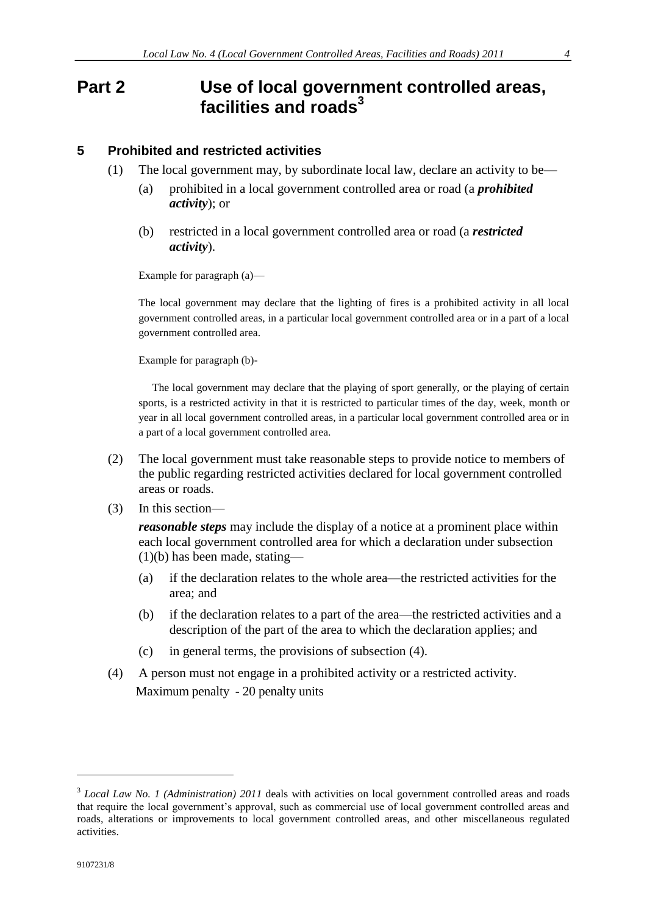# Part 2 Use of local government controlled areas, facilities and roads[3]

## 5 Prohibited and restricted activities

(1) The local government may, by subordinate local law, declare an activity to be—

(a) prohibited in a local government controlled area or road (a ***prohibited activity***); or

(b) restricted in a local government controlled area or road (a ***restricted activity***).

Example for paragraph (a)—

The local government may declare that the lighting of fires is a prohibited activity in all local government controlled areas, in a particular local government controlled area or in a part of a local government controlled area.

Example for paragraph (b)-

The local government may declare that the playing of sport generally, or the playing of certain sports, is a restricted activity in that it is restricted to particular times of the day, week, month or year in all local government controlled areas, in a particular local government controlled area or in a part of a local government controlled area.

(2) The local government must take reasonable steps to provide notice to members of the public regarding restricted activities declared for local government controlled areas or roads.

(3) In this section—

***reasonable steps*** may include the display of a notice at a prominent place within each local government controlled area for which a declaration under subsection (1)(b) has been made, stating—

(a) if the declaration relates to the whole area—the restricted activities for the area; and

(b) if the declaration relates to a part of the area—the restricted activities and a description of the part of the area to which the declaration applies; and

(c) in general terms, the provisions of subsection (4).

(4) A person must not engage in a prohibited activity or a restricted activity.

Maximum penalty - 20 penalty units

---

[3] *Local Law No. 1 (Administration) 2011* deals with activities on local government controlled areas and roads that require the local government's approval, such as commercial use of local government controlled areas and roads, alterations or improvements to local government controlled areas, and other miscellaneous regulated activities.

9107231/8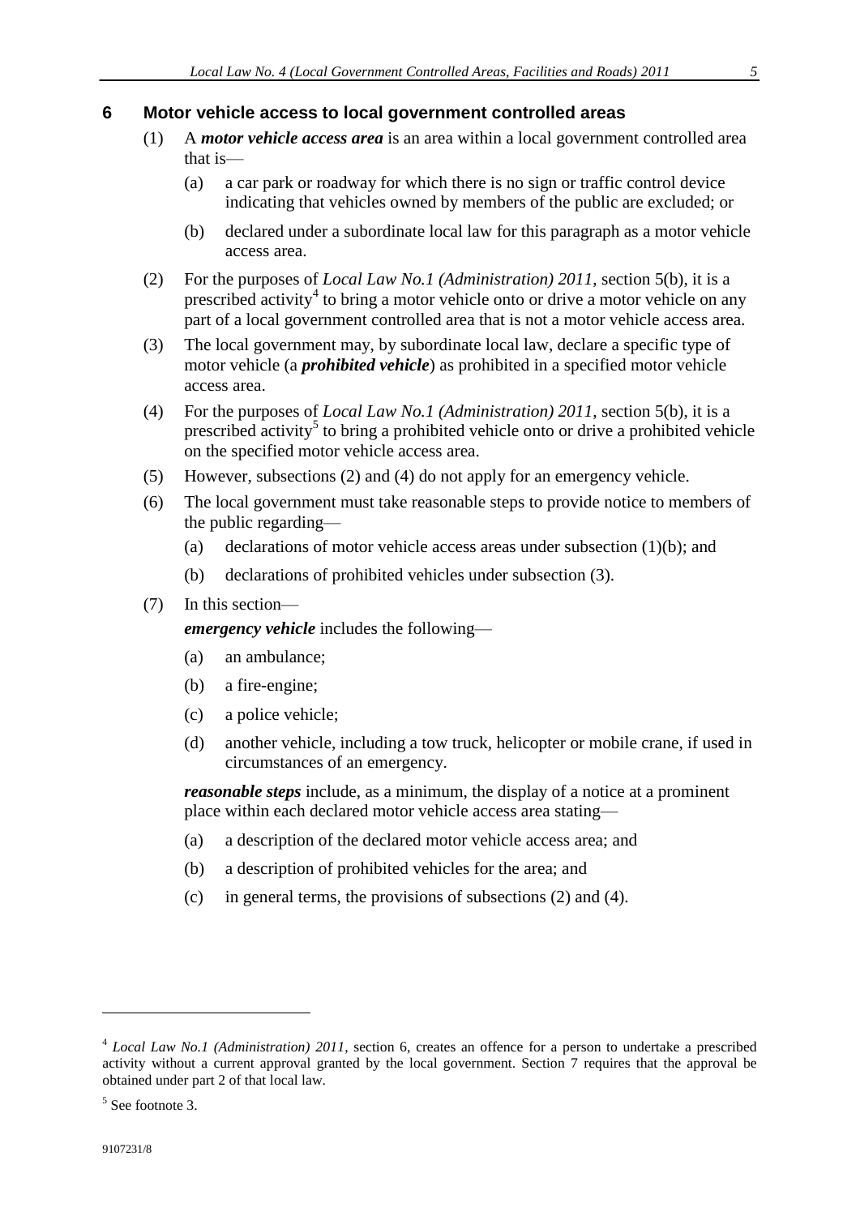## 6 Motor vehicle access to local government controlled areas

(1) A ***motor vehicle access area*** is an area within a local government controlled area that is—

(a) a car park or roadway for which there is no sign or traffic control device indicating that vehicles owned by members of the public are excluded; or

(b) declared under a subordinate local law for this paragraph as a motor vehicle access area.

(2) For the purposes of *Local Law No.1 (Administration) 2011*, section 5(b), it is a prescribed activity[4] to bring a motor vehicle onto or drive a motor vehicle on any part of a local government controlled area that is not a motor vehicle access area.

(3) The local government may, by subordinate local law, declare a specific type of motor vehicle (a ***prohibited vehicle***) as prohibited in a specified motor vehicle access area.

(4) For the purposes of *Local Law No.1 (Administration) 2011*, section 5(b), it is a prescribed activity[5] to bring a prohibited vehicle onto or drive a prohibited vehicle on the specified motor vehicle access area.

(5) However, subsections (2) and (4) do not apply for an emergency vehicle.

(6) The local government must take reasonable steps to provide notice to members of the public regarding—

(a) declarations of motor vehicle access areas under subsection (1)(b); and

(b) declarations of prohibited vehicles under subsection (3).

(7) In this section—

***emergency vehicle*** includes the following—

(a) an ambulance;

(b) a fire-engine;

(c) a police vehicle;

(d) another vehicle, including a tow truck, helicopter or mobile crane, if used in circumstances of an emergency.

***reasonable steps*** include, as a minimum, the display of a notice at a prominent place within each declared motor vehicle access area stating—

(a) a description of the declared motor vehicle access area; and

(b) a description of prohibited vehicles for the area; and

(c) in general terms, the provisions of subsections (2) and (4).

---

[4] *Local Law No.1 (Administration) 2011*, section 6, creates an offence for a person to undertake a prescribed activity without a current approval granted by the local government. Section 7 requires that the approval be obtained under part 2 of that local law.

[5] See footnote 3.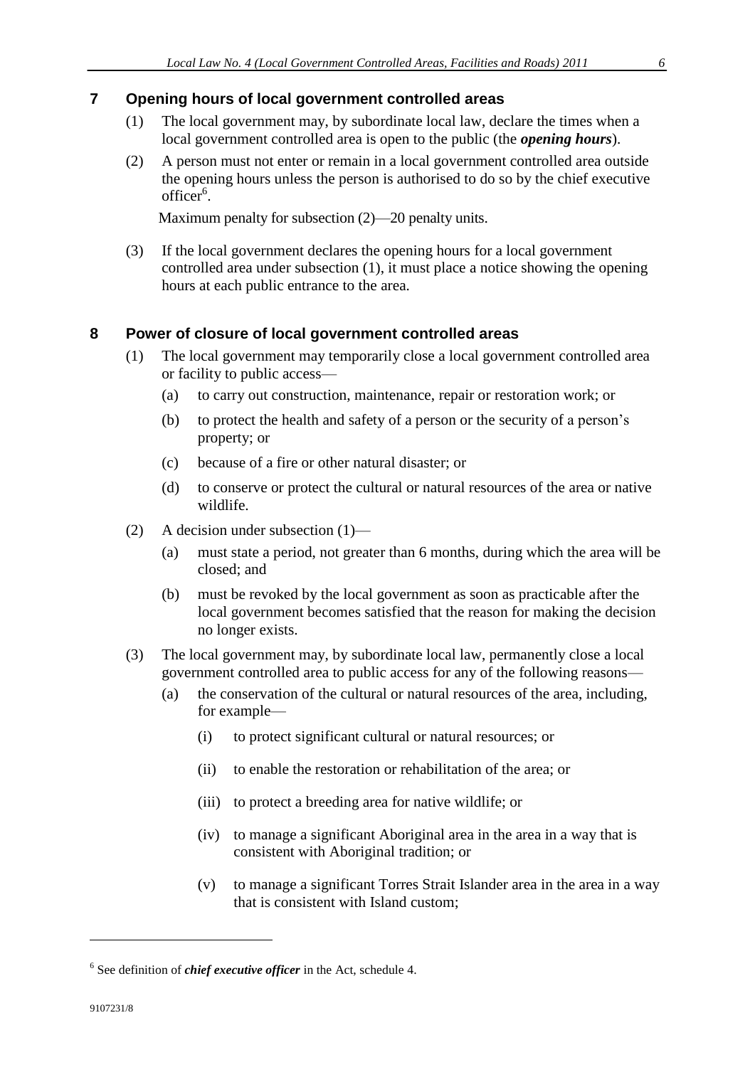## 7 Opening hours of local government controlled areas

(1) The local government may, by subordinate local law, declare the times when a local government controlled area is open to the public (the ***opening hours***).

(2) A person must not enter or remain in a local government controlled area outside the opening hours unless the person is authorised to do so by the chief executive officer[6].

Maximum penalty for subsection (2)—20 penalty units.

(3) If the local government declares the opening hours for a local government controlled area under subsection (1), it must place a notice showing the opening hours at each public entrance to the area.

## 8 Power of closure of local government controlled areas

(1) The local government may temporarily close a local government controlled area or facility to public access—

- (a) to carry out construction, maintenance, repair or restoration work; or
- (b) to protect the health and safety of a person or the security of a person's property; or
- (c) because of a fire or other natural disaster; or
- (d) to conserve or protect the cultural or natural resources of the area or native wildlife.

(2) A decision under subsection (1)—

- (a) must state a period, not greater than 6 months, during which the area will be closed; and
- (b) must be revoked by the local government as soon as practicable after the local government becomes satisfied that the reason for making the decision no longer exists.

(3) The local government may, by subordinate local law, permanently close a local government controlled area to public access for any of the following reasons—

- (a) the conservation of the cultural or natural resources of the area, including, for example—
  - (i) to protect significant cultural or natural resources; or
  - (ii) to enable the restoration or rehabilitation of the area; or
  - (iii) to protect a breeding area for native wildlife; or
  - (iv) to manage a significant Aboriginal area in the area in a way that is consistent with Aboriginal tradition; or
  - (v) to manage a significant Torres Strait Islander area in the area in a way that is consistent with Island custom;

---

[6] See definition of ***chief executive officer*** in the Act, schedule 4.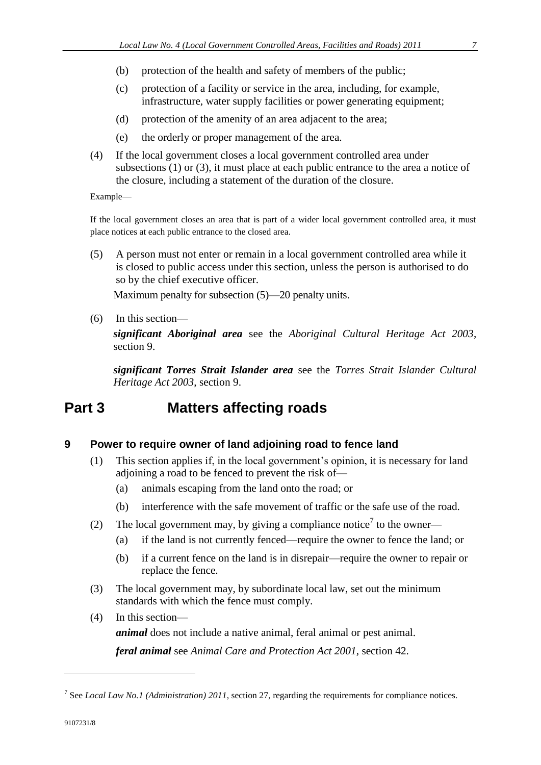(b) protection of the health and safety of members of the public;

(c) protection of a facility or service in the area, including, for example, infrastructure, water supply facilities or power generating equipment;

(d) protection of the amenity of an area adjacent to the area;

(e) the orderly or proper management of the area.

(4) If the local government closes a local government controlled area under subsections (1) or (3), it must place at each public entrance to the area a notice of the closure, including a statement of the duration of the closure.

Example—

If the local government closes an area that is part of a wider local government controlled area, it must place notices at each public entrance to the closed area.

(5) A person must not enter or remain in a local government controlled area while it is closed to public access under this section, unless the person is authorised to do so by the chief executive officer.

Maximum penalty for subsection (5)—20 penalty units.

(6) In this section—

***significant Aboriginal area*** see the *Aboriginal Cultural Heritage Act 2003*, section 9.

***significant Torres Strait Islander area*** see the *Torres Strait Islander Cultural Heritage Act 2003*, section 9.

# Part 3 Matters affecting roads

## 9 Power to require owner of land adjoining road to fence land

(1) This section applies if, in the local government's opinion, it is necessary for land adjoining a road to be fenced to prevent the risk of—

(a) animals escaping from the land onto the road; or

(b) interference with the safe movement of traffic or the safe use of the road.

(2) The local government may, by giving a compliance notice[7] to the owner—

(a) if the land is not currently fenced—require the owner to fence the land; or

(b) if a current fence on the land is in disrepair—require the owner to repair or replace the fence.

(3) The local government may, by subordinate local law, set out the minimum standards with which the fence must comply.

(4) In this section—

***animal*** does not include a native animal, feral animal or pest animal.

***feral animal*** see *Animal Care and Protection Act 2001*, section 42.

---

[7] See *Local Law No.1 (Administration) 2011*, section 27, regarding the requirements for compliance notices.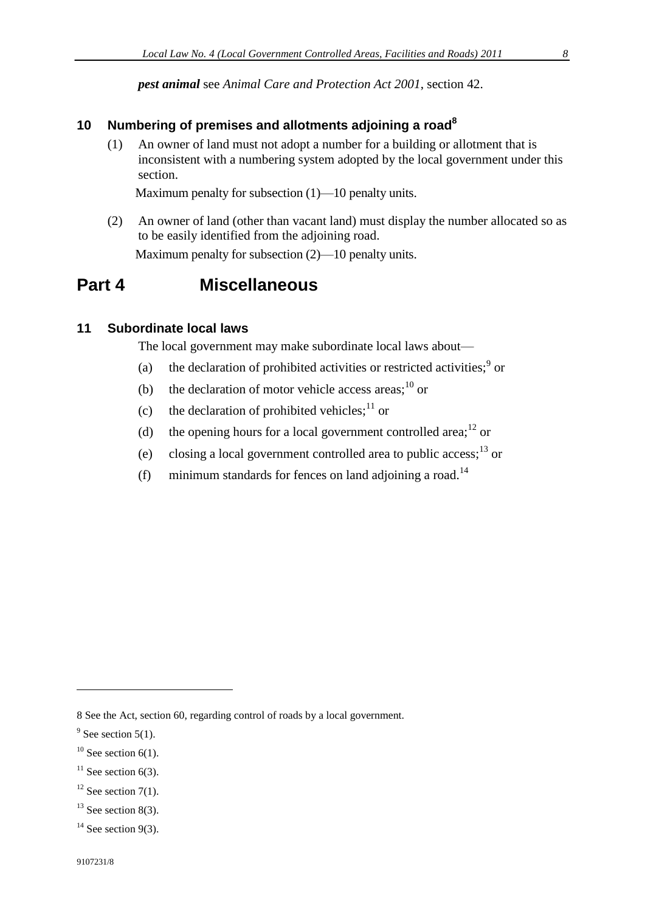***pest animal*** see *Animal Care and Protection Act 2001*, section 42.

### 10 Numbering of premises and allotments adjoining a road[8]

(1) An owner of land must not adopt a number for a building or allotment that is inconsistent with a numbering system adopted by the local government under this section.

Maximum penalty for subsection (1)—10 penalty units.

(2) An owner of land (other than vacant land) must display the number allocated so as to be easily identified from the adjoining road.

Maximum penalty for subsection (2)—10 penalty units.

## Part 4 Miscellaneous

### 11 Subordinate local laws

The local government may make subordinate local laws about—

(a) the declaration of prohibited activities or restricted activities;[9] or

(b) the declaration of motor vehicle access areas;[10] or

(c) the declaration of prohibited vehicles;[11] or

(d) the opening hours for a local government controlled area;[12] or

(e) closing a local government controlled area to public access;[13] or

(f) minimum standards for fences on land adjoining a road.[14]

---

8 See the Act, section 60, regarding control of roads by a local government.

9 See section 5(1).

10 See section 6(1).

11 See section 6(3).

12 See section 7(1).

13 See section 8(3).

14 See section 9(3).

9107231/8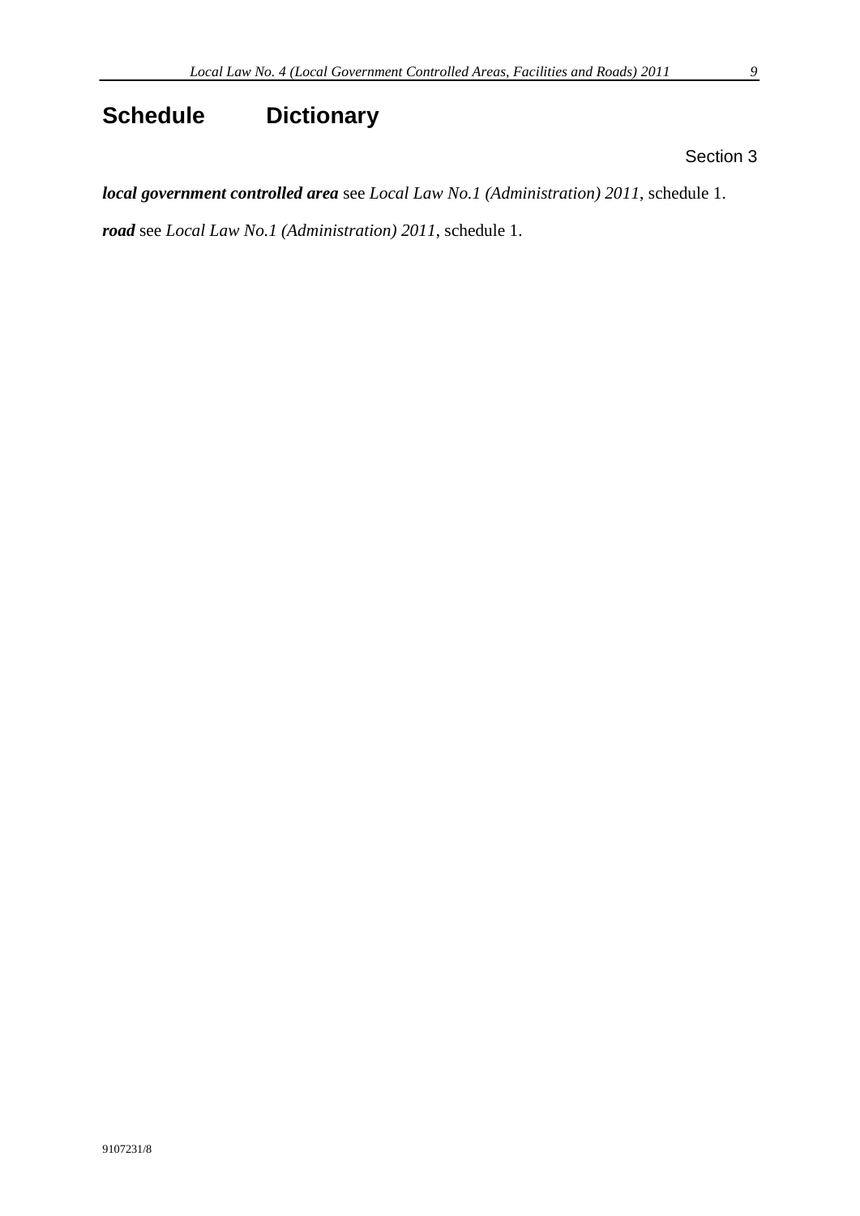# Schedule Dictionary

Section 3

***local government controlled area*** see *Local Law No.1 (Administration) 2011*, schedule 1.

***road*** see *Local Law No.1 (Administration) 2011*, schedule 1.

9107231/8